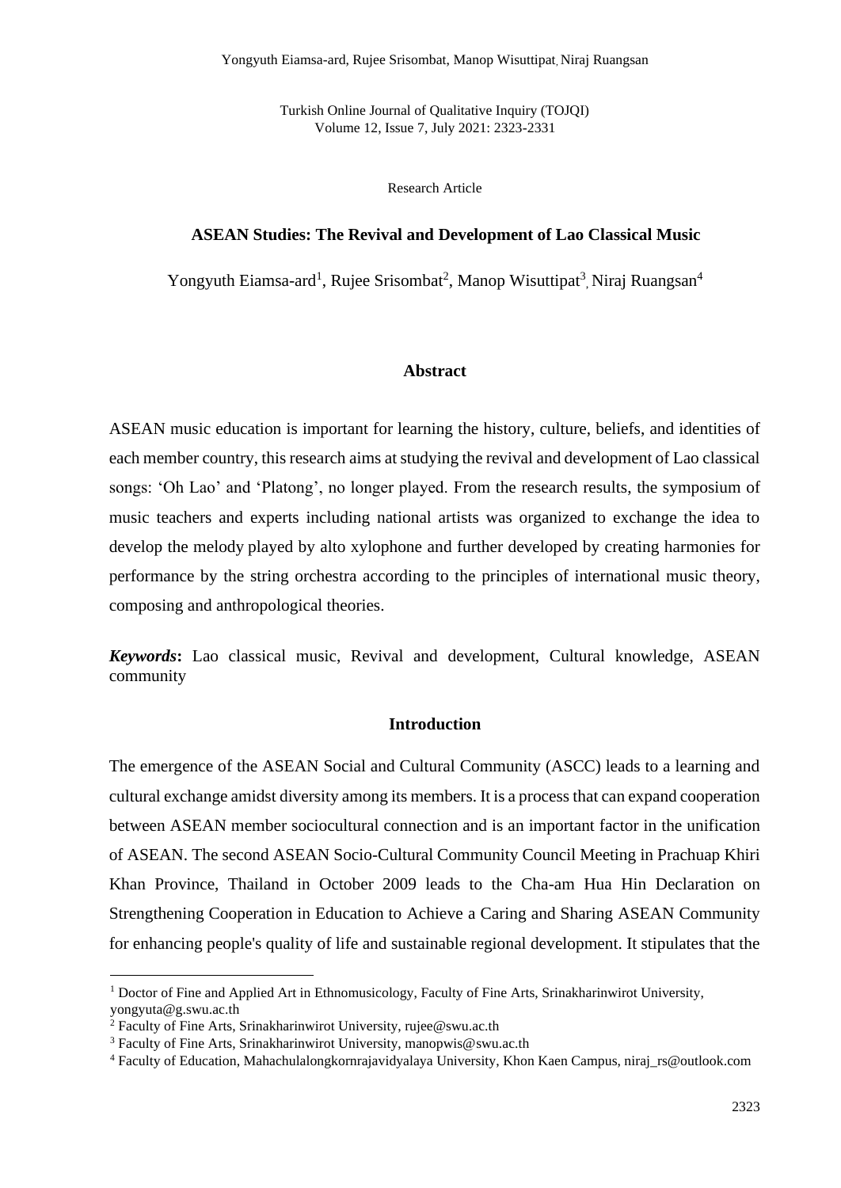Research Article

# ASEAN Studies: The Revival and Development of Lao Classical Music

Yongyuth Eiamsa-ard[1], Rujee Srisombat[2], Manop Wisuttipat[3], Niraj Ruangsan[4]

## Abstract

ASEAN music education is important for learning the history, culture, beliefs, and identities of each member country, this research aims at studying the revival and development of Lao classical songs: 'Oh Lao' and 'Platong', no longer played. From the research results, the symposium of music teachers and experts including national artists was organized to exchange the idea to develop the melody played by alto xylophone and further developed by creating harmonies for performance by the string orchestra according to the principles of international music theory, composing and anthropological theories.

***Keywords*:** Lao classical music, Revival and development, Cultural knowledge, ASEAN community

## Introduction

The emergence of the ASEAN Social and Cultural Community (ASCC) leads to a learning and cultural exchange amidst diversity among its members. It is a process that can expand cooperation between ASEAN member sociocultural connection and is an important factor in the unification of ASEAN. The second ASEAN Socio-Cultural Community Council Meeting in Prachuap Khiri Khan Province, Thailand in October 2009 leads to the Cha-am Hua Hin Declaration on Strengthening Cooperation in Education to Achieve a Caring and Sharing ASEAN Community for enhancing people's quality of life and sustainable regional development. It stipulates that the

---

[1] Doctor of Fine and Applied Art in Ethnomusicology, Faculty of Fine Arts, Srinakharinwirot University, yongyuta@g.swu.ac.th

[2] Faculty of Fine Arts, Srinakharinwirot University, rujee@swu.ac.th

[3] Faculty of Fine Arts, Srinakharinwirot University, manopwis@swu.ac.th

[4] Faculty of Education, Mahachulalongkornrajavidyalaya University, Khon Kaen Campus, niraj_rs@outlook.com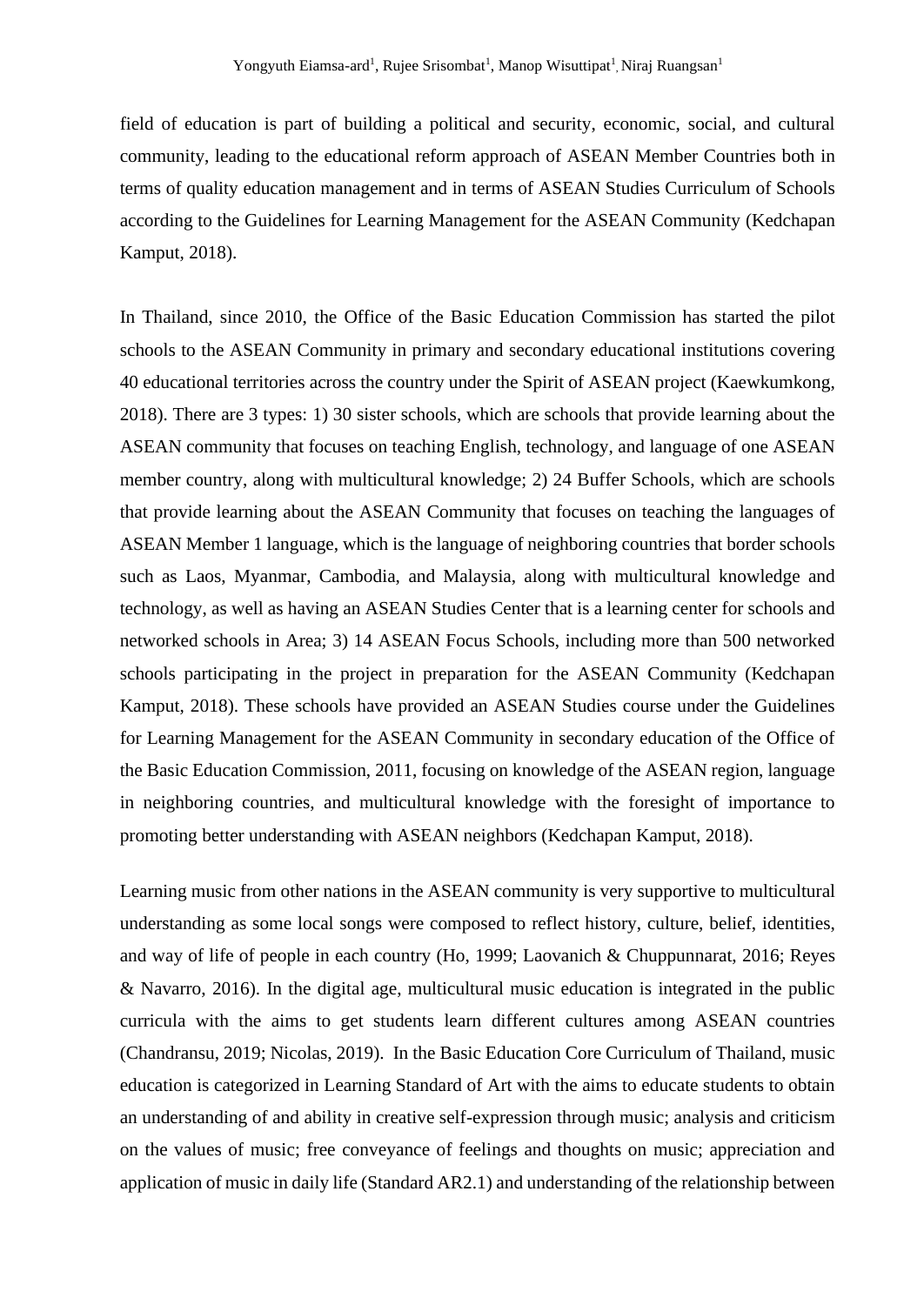field of education is part of building a political and security, economic, social, and cultural community, leading to the educational reform approach of ASEAN Member Countries both in terms of quality education management and in terms of ASEAN Studies Curriculum of Schools according to the Guidelines for Learning Management for the ASEAN Community (Kedchapan Kamput, 2018).

In Thailand, since 2010, the Office of the Basic Education Commission has started the pilot schools to the ASEAN Community in primary and secondary educational institutions covering 40 educational territories across the country under the Spirit of ASEAN project (Kaewkumkong, 2018). There are 3 types: 1) 30 sister schools, which are schools that provide learning about the ASEAN community that focuses on teaching English, technology, and language of one ASEAN member country, along with multicultural knowledge; 2) 24 Buffer Schools, which are schools that provide learning about the ASEAN Community that focuses on teaching the languages of ASEAN Member 1 language, which is the language of neighboring countries that border schools such as Laos, Myanmar, Cambodia, and Malaysia, along with multicultural knowledge and technology, as well as having an ASEAN Studies Center that is a learning center for schools and networked schools in Area; 3) 14 ASEAN Focus Schools, including more than 500 networked schools participating in the project in preparation for the ASEAN Community (Kedchapan Kamput, 2018). These schools have provided an ASEAN Studies course under the Guidelines for Learning Management for the ASEAN Community in secondary education of the Office of the Basic Education Commission, 2011, focusing on knowledge of the ASEAN region, language in neighboring countries, and multicultural knowledge with the foresight of importance to promoting better understanding with ASEAN neighbors (Kedchapan Kamput, 2018).

Learning music from other nations in the ASEAN community is very supportive to multicultural understanding as some local songs were composed to reflect history, culture, belief, identities, and way of life of people in each country (Ho, 1999; Laovanich & Chuppunnarat, 2016; Reyes & Navarro, 2016). In the digital age, multicultural music education is integrated in the public curricula with the aims to get students learn different cultures among ASEAN countries (Chandransu, 2019; Nicolas, 2019). In the Basic Education Core Curriculum of Thailand, music education is categorized in Learning Standard of Art with the aims to educate students to obtain an understanding of and ability in creative self-expression through music; analysis and criticism on the values of music; free conveyance of feelings and thoughts on music; appreciation and application of music in daily life (Standard AR2.1) and understanding of the relationship between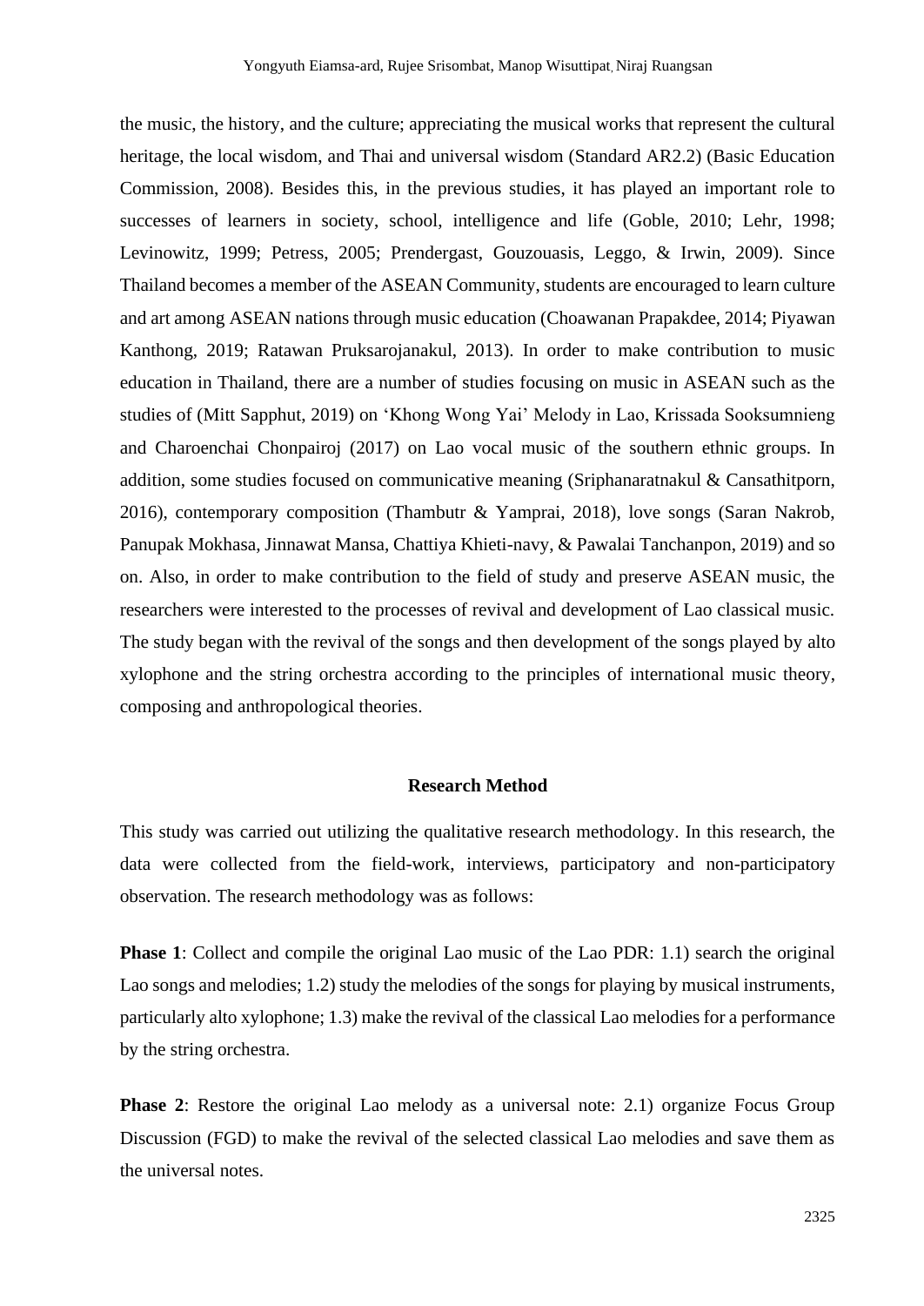the music, the history, and the culture; appreciating the musical works that represent the cultural heritage, the local wisdom, and Thai and universal wisdom (Standard AR2.2) (Basic Education Commission, 2008). Besides this, in the previous studies, it has played an important role to successes of learners in society, school, intelligence and life (Goble, 2010; Lehr, 1998; Levinowitz, 1999; Petress, 2005; Prendergast, Gouzouasis, Leggo, & Irwin, 2009). Since Thailand becomes a member of the ASEAN Community, students are encouraged to learn culture and art among ASEAN nations through music education (Choawanan Prapakdee, 2014; Piyawan Kanthong, 2019; Ratawan Pruksarojanakul, 2013). In order to make contribution to music education in Thailand, there are a number of studies focusing on music in ASEAN such as the studies of (Mitt Sapphut, 2019) on 'Khong Wong Yai' Melody in Lao, Krissada Sooksumnieng and Charoenchai Chonpairoj (2017) on Lao vocal music of the southern ethnic groups. In addition, some studies focused on communicative meaning (Sriphanaratnakul & Cansathitporn, 2016), contemporary composition (Thambutr & Yamprai, 2018), love songs (Saran Nakrob, Panupak Mokhasa, Jinnawat Mansa, Chattiya Khieti-navy, & Pawalai Tanchanpon, 2019) and so on. Also, in order to make contribution to the field of study and preserve ASEAN music, the researchers were interested to the processes of revival and development of Lao classical music. The study began with the revival of the songs and then development of the songs played by alto xylophone and the string orchestra according to the principles of international music theory, composing and anthropological theories.

## Research Method

This study was carried out utilizing the qualitative research methodology. In this research, the data were collected from the field-work, interviews, participatory and non-participatory observation. The research methodology was as follows:

**Phase 1**: Collect and compile the original Lao music of the Lao PDR: 1.1) search the original Lao songs and melodies; 1.2) study the melodies of the songs for playing by musical instruments, particularly alto xylophone; 1.3) make the revival of the classical Lao melodies for a performance by the string orchestra.

**Phase 2**: Restore the original Lao melody as a universal note: 2.1) organize Focus Group Discussion (FGD) to make the revival of the selected classical Lao melodies and save them as the universal notes.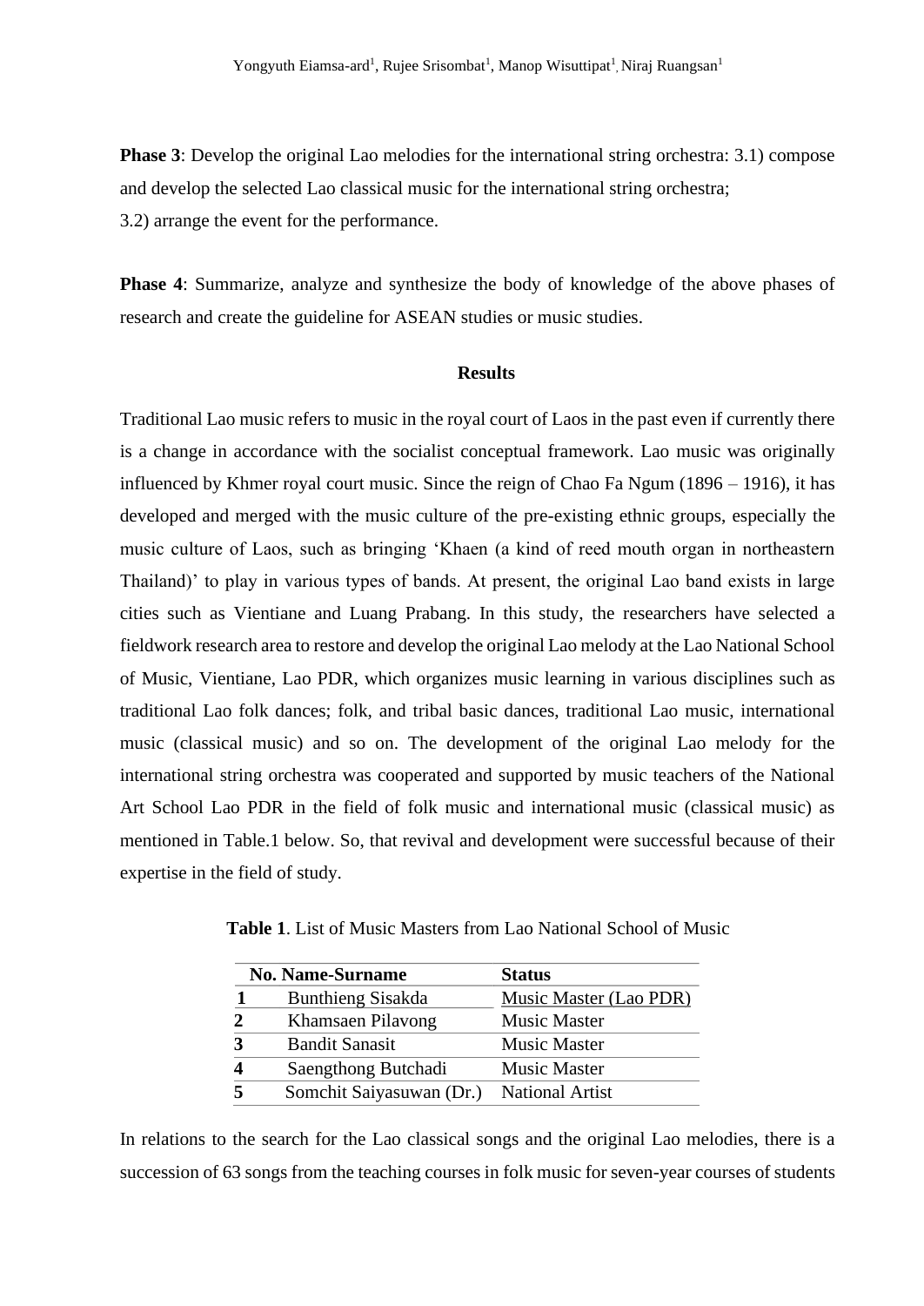**Phase 3**: Develop the original Lao melodies for the international string orchestra: 3.1) compose and develop the selected Lao classical music for the international string orchestra;
3.2) arrange the event for the performance.

**Phase 4**: Summarize, analyze and synthesize the body of knowledge of the above phases of research and create the guideline for ASEAN studies or music studies.

## Results

Traditional Lao music refers to music in the royal court of Laos in the past even if currently there is a change in accordance with the socialist conceptual framework. Lao music was originally influenced by Khmer royal court music. Since the reign of Chao Fa Ngum (1896 – 1916), it has developed and merged with the music culture of the pre-existing ethnic groups, especially the music culture of Laos, such as bringing 'Khaen (a kind of reed mouth organ in northeastern Thailand)' to play in various types of bands. At present, the original Lao band exists in large cities such as Vientiane and Luang Prabang. In this study, the researchers have selected a fieldwork research area to restore and develop the original Lao melody at the Lao National School of Music, Vientiane, Lao PDR, which organizes music learning in various disciplines such as traditional Lao folk dances; folk, and tribal basic dances, traditional Lao music, international music (classical music) and so on. The development of the original Lao melody for the international string orchestra was cooperated and supported by music teachers of the National Art School Lao PDR in the field of folk music and international music (classical music) as mentioned in Table.1 below. So, that revival and development were successful because of their expertise in the field of study.

**Table 1**. List of Music Masters from Lao National School of Music

| No. | Name-Surname | Status |
|---|---|---|
| 1 | Bunthieng Sisakda | Music Master (Lao PDR) |
| 2 | Khamsaen Pilavong | Music Master |
| 3 | Bandit Sanasit | Music Master |
| 4 | Saengthong Butchadi | Music Master |
| 5 | Somchit Saiyasuwan (Dr.) | National Artist |

In relations to the search for the Lao classical songs and the original Lao melodies, there is a succession of 63 songs from the teaching courses in folk music for seven-year courses of students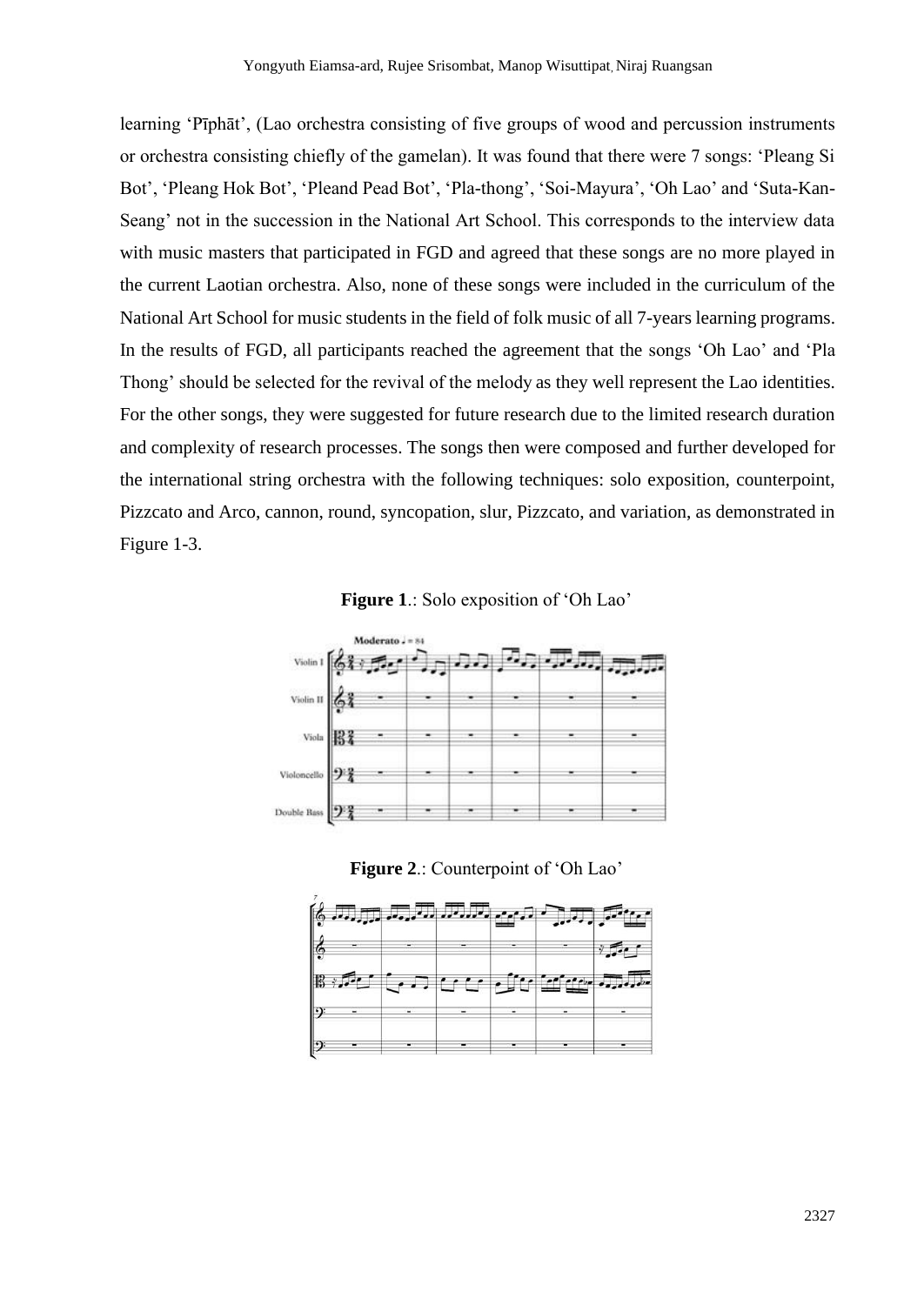learning 'Pīphāt', (Lao orchestra consisting of five groups of wood and percussion instruments or orchestra consisting chiefly of the gamelan). It was found that there were 7 songs: 'Pleang Si Bot', 'Pleang Hok Bot', 'Pleand Pead Bot', 'Pla-thong', 'Soi-Mayura', 'Oh Lao' and 'Suta-Kan-Seang' not in the succession in the National Art School. This corresponds to the interview data with music masters that participated in FGD and agreed that these songs are no more played in the current Laotian orchestra. Also, none of these songs were included in the curriculum of the National Art School for music students in the field of folk music of all 7-years learning programs. In the results of FGD, all participants reached the agreement that the songs 'Oh Lao' and 'Pla Thong' should be selected for the revival of the melody as they well represent the Lao identities. For the other songs, they were suggested for future research due to the limited research duration and complexity of research processes. The songs then were composed and further developed for the international string orchestra with the following techniques: solo exposition, counterpoint, Pizzcato and Arco, cannon, round, syncopation, slur, Pizzcato, and variation, as demonstrated in Figure 1-3.

**Figure 1**.: Solo exposition of 'Oh Lao'

**Figure 2**.: Counterpoint of 'Oh Lao'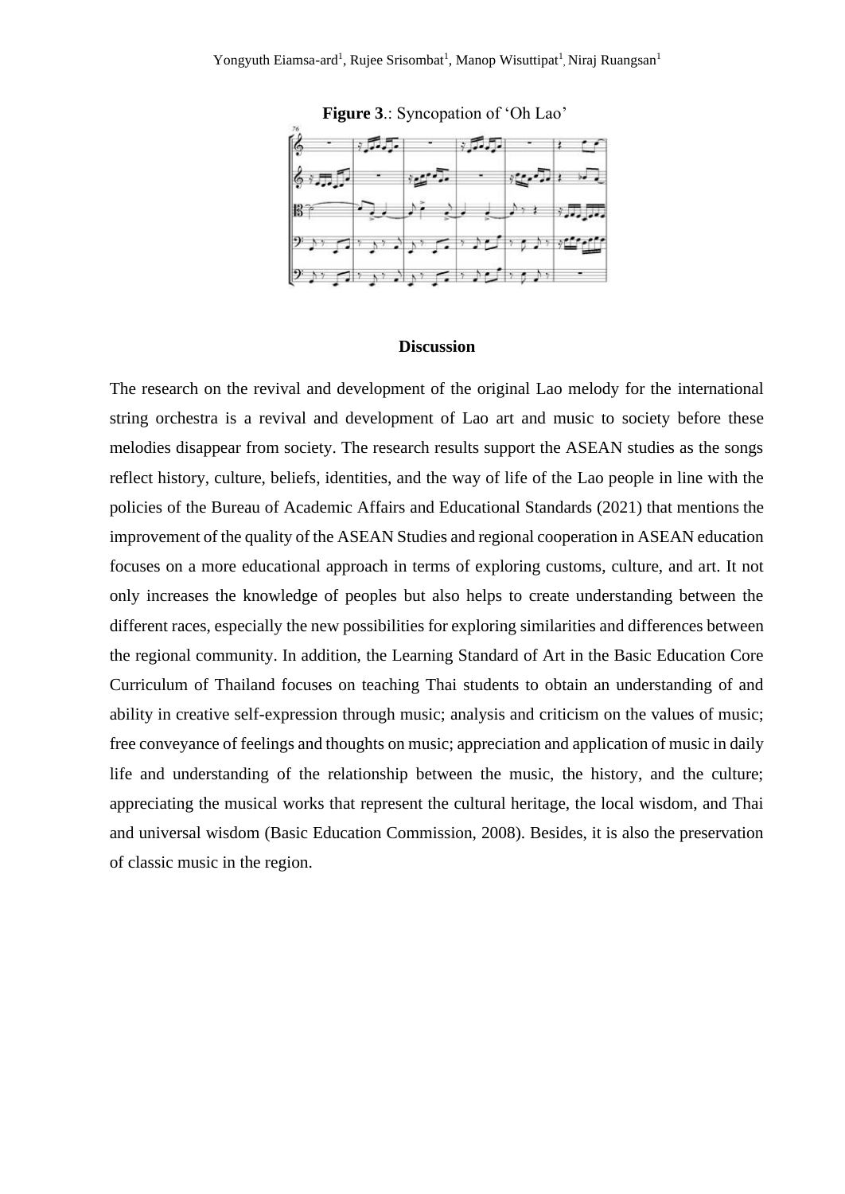**Figure 3**.: Syncopation of 'Oh Lao'

## Discussion

The research on the revival and development of the original Lao melody for the international string orchestra is a revival and development of Lao art and music to society before these melodies disappear from society. The research results support the ASEAN studies as the songs reflect history, culture, beliefs, identities, and the way of life of the Lao people in line with the policies of the Bureau of Academic Affairs and Educational Standards (2021) that mentions the improvement of the quality of the ASEAN Studies and regional cooperation in ASEAN education focuses on a more educational approach in terms of exploring customs, culture, and art. It not only increases the knowledge of peoples but also helps to create understanding between the different races, especially the new possibilities for exploring similarities and differences between the regional community. In addition, the Learning Standard of Art in the Basic Education Core Curriculum of Thailand focuses on teaching Thai students to obtain an understanding of and ability in creative self-expression through music; analysis and criticism on the values of music; free conveyance of feelings and thoughts on music; appreciation and application of music in daily life and understanding of the relationship between the music, the history, and the culture; appreciating the musical works that represent the cultural heritage, the local wisdom, and Thai and universal wisdom (Basic Education Commission, 2008). Besides, it is also the preservation of classic music in the region.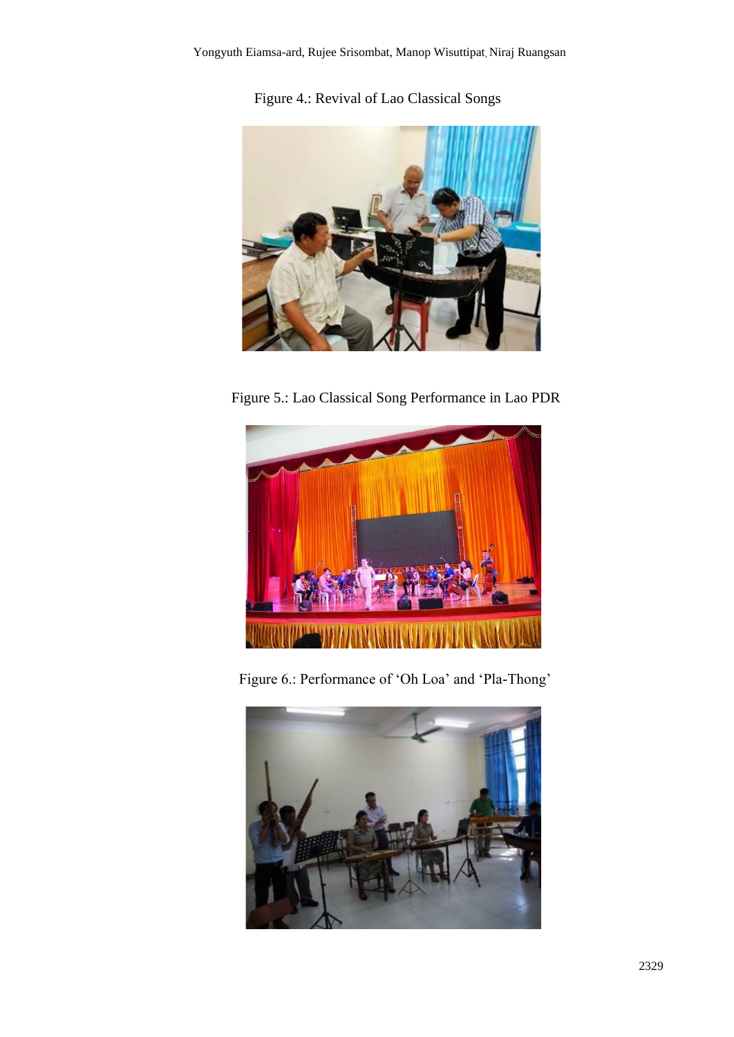Figure 4.: Revival of Lao Classical Songs

Figure 5.: Lao Classical Song Performance in Lao PDR

Figure 6.: Performance of ‘Oh Loa’ and ‘Pla-Thong’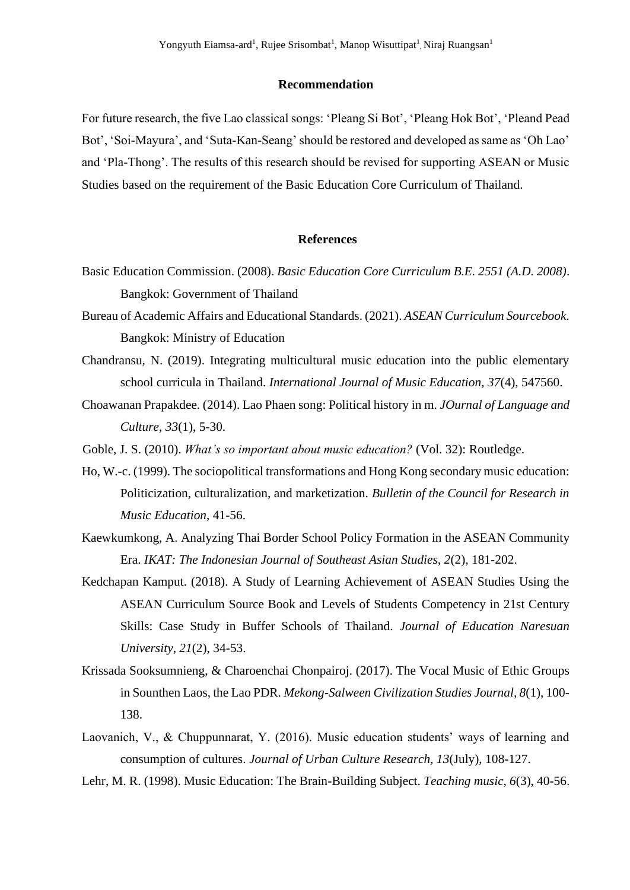## Recommendation

For future research, the five Lao classical songs: 'Pleang Si Bot', 'Pleang Hok Bot', 'Pleand Pead Bot', 'Soi-Mayura', and 'Suta-Kan-Seang' should be restored and developed as same as 'Oh Lao' and 'Pla-Thong'. The results of this research should be revised for supporting ASEAN or Music Studies based on the requirement of the Basic Education Core Curriculum of Thailand.

## References

Basic Education Commission. (2008). *Basic Education Core Curriculum B.E. 2551 (A.D. 2008)*. Bangkok: Government of Thailand

Bureau of Academic Affairs and Educational Standards. (2021). *ASEAN Curriculum Sourcebook*. Bangkok: Ministry of Education

Chandransu, N. (2019). Integrating multicultural music education into the public elementary school curricula in Thailand. *International Journal of Music Education, 37*(4), 547560.

Choawanan Prapakdee. (2014). Lao Phaen song: Political history in m. *JOurnal of Language and Culture, 33*(1), 5-30.

Goble, J. S. (2010). *What's so important about music education?* (Vol. 32): Routledge.

Ho, W.-c. (1999). The sociopolitical transformations and Hong Kong secondary music education: Politicization, culturalization, and marketization. *Bulletin of the Council for Research in Music Education*, 41-56.

Kaewkumkong, A. Analyzing Thai Border School Policy Formation in the ASEAN Community Era. *IKAT: The Indonesian Journal of Southeast Asian Studies, 2*(2), 181-202.

Kedchapan Kamput. (2018). A Study of Learning Achievement of ASEAN Studies Using the ASEAN Curriculum Source Book and Levels of Students Competency in 21st Century Skills: Case Study in Buffer Schools of Thailand. *Journal of Education Naresuan University, 21*(2), 34-53.

Krissada Sooksumnieng, & Charoenchai Chonpairoj. (2017). The Vocal Music of Ethic Groups in Sounthen Laos, the Lao PDR. *Mekong-Salween Civilization Studies Journal, 8*(1), 100-138.

Laovanich, V., & Chuppunnarat, Y. (2016). Music education students' ways of learning and consumption of cultures. *Journal of Urban Culture Research, 13*(July), 108-127.

Lehr, M. R. (1998). Music Education: The Brain-Building Subject. *Teaching music, 6*(3), 40-56.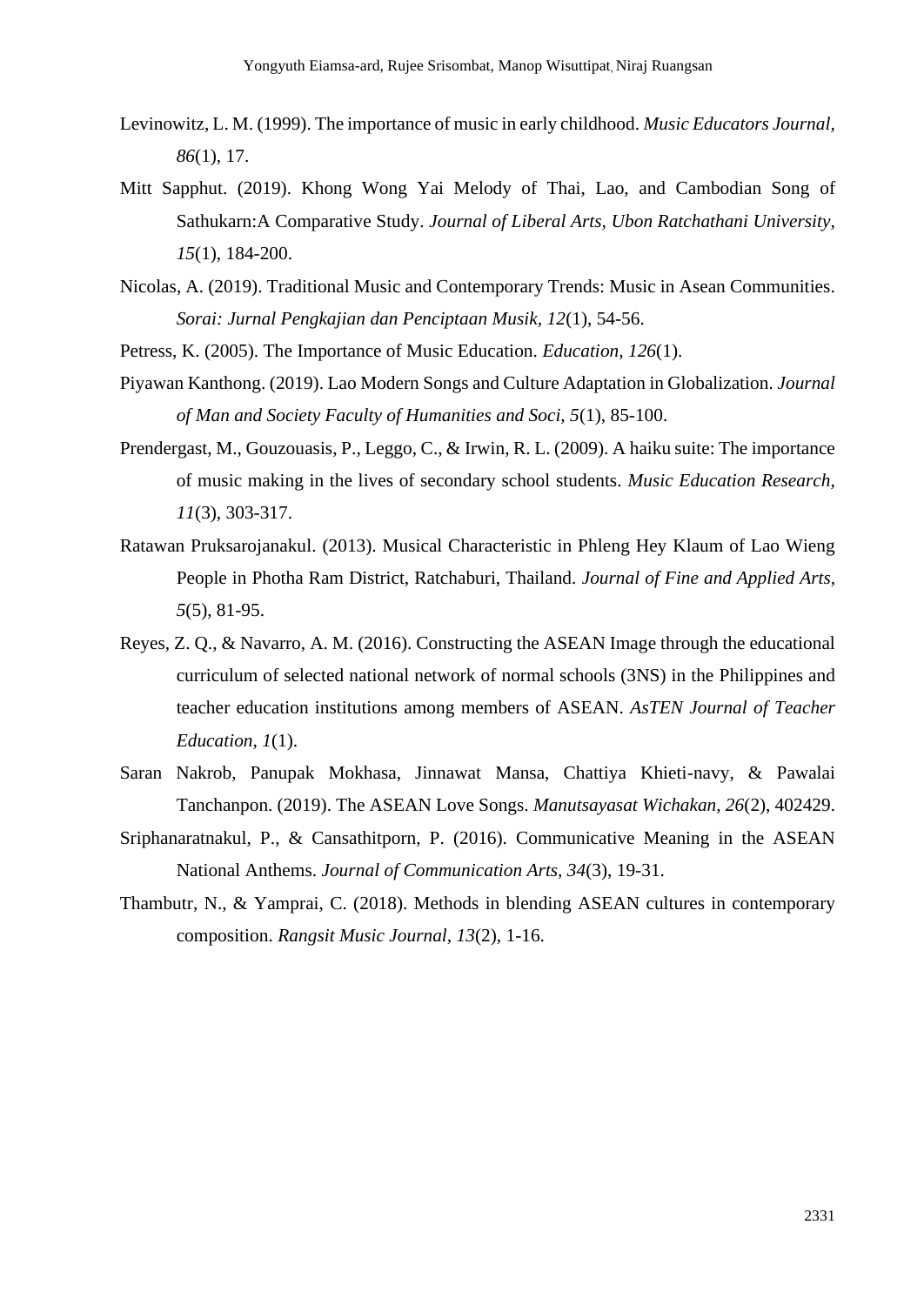Levinowitz, L. M. (1999). The importance of music in early childhood. *Music Educators Journal*, *86*(1), 17.

Mitt Sapphut. (2019). Khong Wong Yai Melody of Thai, Lao, and Cambodian Song of Sathukarn:A Comparative Study. *Journal of Liberal Arts, Ubon Ratchathani University*, *15*(1), 184-200.

Nicolas, A. (2019). Traditional Music and Contemporary Trends: Music in Asean Communities. *Sorai: Jurnal Pengkajian dan Penciptaan Musik*, *12*(1), 54-56.

Petress, K. (2005). The Importance of Music Education. *Education*, *126*(1).

Piyawan Kanthong. (2019). Lao Modern Songs and Culture Adaptation in Globalization. *Journal of Man and Society Faculty of Humanities and Soci*, *5*(1), 85-100.

Prendergast, M., Gouzouasis, P., Leggo, C., & Irwin, R. L. (2009). A haiku suite: The importance of music making in the lives of secondary school students. *Music Education Research*, *11*(3), 303-317.

Ratawan Pruksarojanakul. (2013). Musical Characteristic in Phleng Hey Klaum of Lao Wieng People in Photha Ram District, Ratchaburi, Thailand. *Journal of Fine and Applied Arts*, *5*(5), 81-95.

Reyes, Z. Q., & Navarro, A. M. (2016). Constructing the ASEAN Image through the educational curriculum of selected national network of normal schools (3NS) in the Philippines and teacher education institutions among members of ASEAN. *AsTEN Journal of Teacher Education*, *1*(1).

Saran Nakrob, Panupak Mokhasa, Jinnawat Mansa, Chattiya Khieti-navy, & Pawalai Tanchanpon. (2019). The ASEAN Love Songs. *Manutsayasat Wichakan*, *26*(2), 402429.

Sriphanaratnakul, P., & Cansathitporn, P. (2016). Communicative Meaning in the ASEAN National Anthems. *Journal of Communication Arts*, *34*(3), 19-31.

Thambutr, N., & Yamprai, C. (2018). Methods in blending ASEAN cultures in contemporary composition. *Rangsit Music Journal*, *13*(2), 1-16.